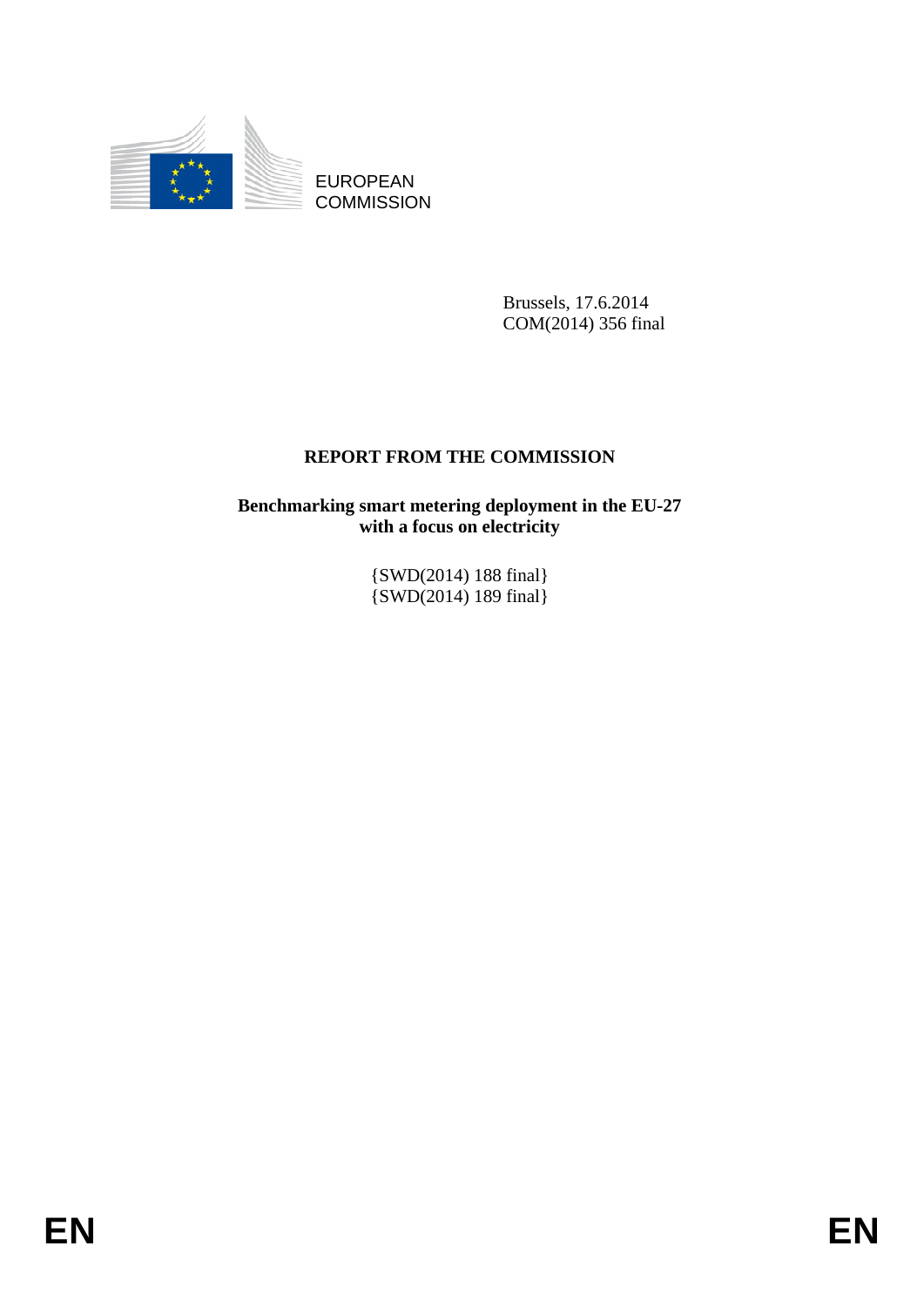EUROPEAN
COMMISSION

Brussels, 17.6.2014
COM(2014) 356 final

# REPORT FROM THE COMMISSION

**Benchmarking smart metering deployment in the EU-27 with a focus on electricity**

{SWD(2014) 188 final}
{SWD(2014) 189 final}

EN EN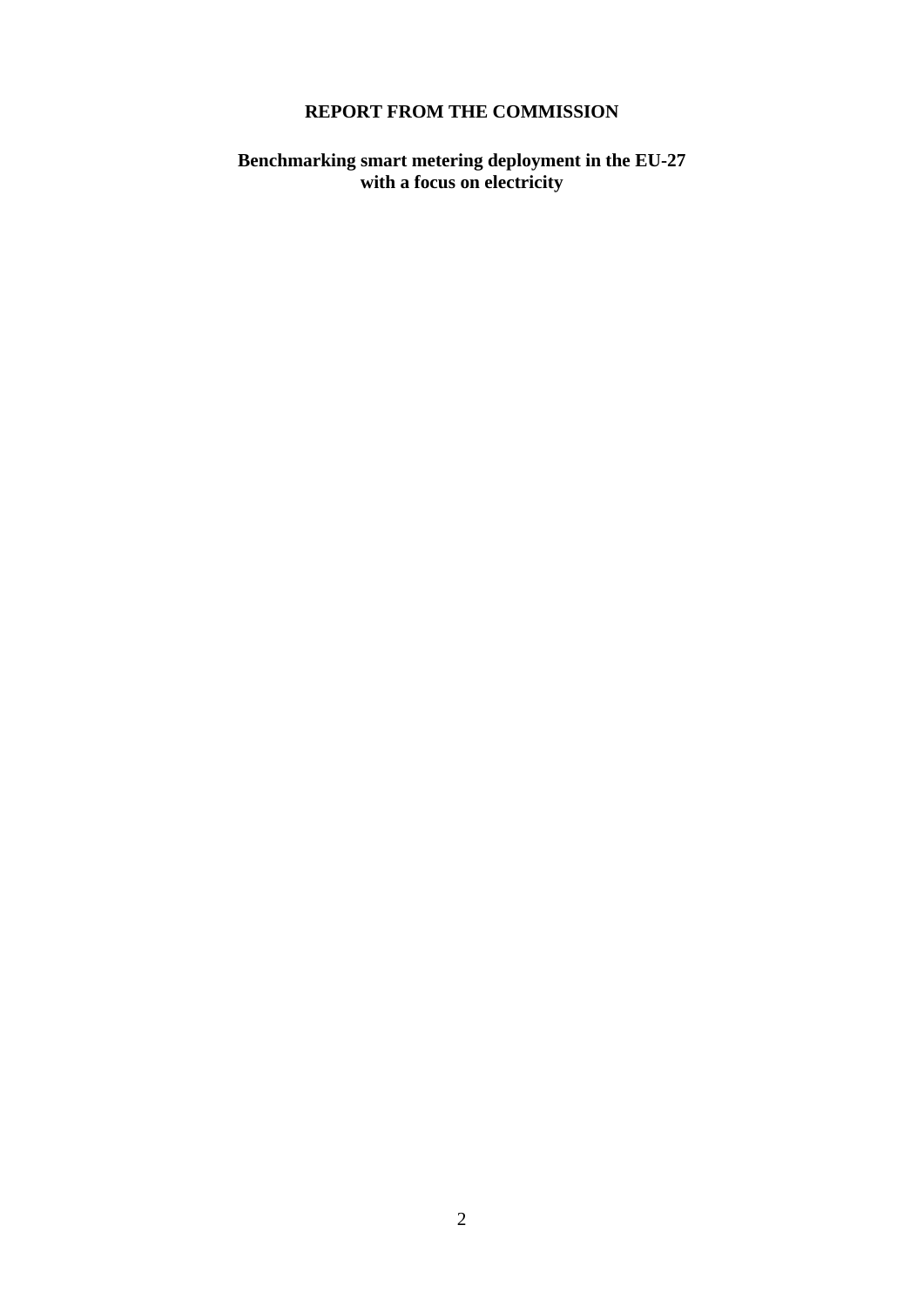# REPORT FROM THE COMMISSION

## Benchmarking smart metering deployment in the EU-27 with a focus on electricity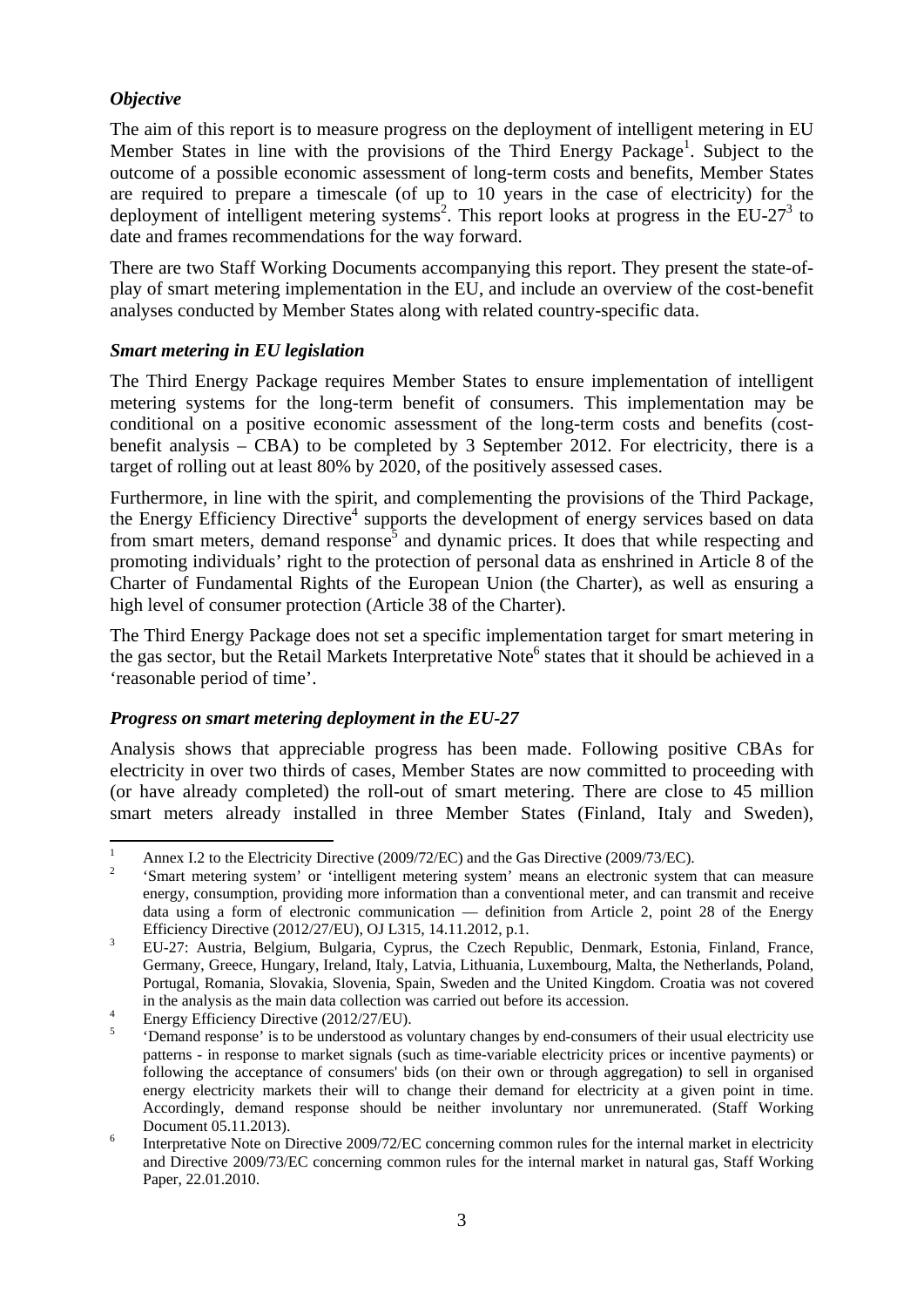### *Objective*

The aim of this report is to measure progress on the deployment of intelligent metering in EU Member States in line with the provisions of the Third Energy Package[1]. Subject to the outcome of a possible economic assessment of long-term costs and benefits, Member States are required to prepare a timescale (of up to 10 years in the case of electricity) for the deployment of intelligent metering systems[2]. This report looks at progress in the EU-27[3] to date and frames recommendations for the way forward.

There are two Staff Working Documents accompanying this report. They present the state-of-play of smart metering implementation in the EU, and include an overview of the cost-benefit analyses conducted by Member States along with related country-specific data.

### *Smart metering in EU legislation*

The Third Energy Package requires Member States to ensure implementation of intelligent metering systems for the long-term benefit of consumers. This implementation may be conditional on a positive economic assessment of the long-term costs and benefits (cost-benefit analysis – CBA) to be completed by 3 September 2012. For electricity, there is a target of rolling out at least 80% by 2020, of the positively assessed cases.

Furthermore, in line with the spirit, and complementing the provisions of the Third Package, the Energy Efficiency Directive[4] supports the development of energy services based on data from smart meters, demand response[5] and dynamic prices. It does that while respecting and promoting individuals' right to the protection of personal data as enshrined in Article 8 of the Charter of Fundamental Rights of the European Union (the Charter), as well as ensuring a high level of consumer protection (Article 38 of the Charter).

The Third Energy Package does not set a specific implementation target for smart metering in the gas sector, but the Retail Markets Interpretative Note[6] states that it should be achieved in a 'reasonable period of time'.

### *Progress on smart metering deployment in the EU-27*

Analysis shows that appreciable progress has been made. Following positive CBAs for electricity in over two thirds of cases, Member States are now committed to proceeding with (or have already completed) the roll-out of smart metering. There are close to 45 million smart meters already installed in three Member States (Finland, Italy and Sweden),

---

[1] Annex I.2 to the Electricity Directive (2009/72/EC) and the Gas Directive (2009/73/EC).

[2] 'Smart metering system' or 'intelligent metering system' means an electronic system that can measure energy, consumption, providing more information than a conventional meter, and can transmit and receive data using a form of electronic communication — definition from Article 2, point 28 of the Energy Efficiency Directive (2012/27/EU), OJ L315, 14.11.2012, p.1.

[3] EU-27: Austria, Belgium, Bulgaria, Cyprus, the Czech Republic, Denmark, Estonia, Finland, France, Germany, Greece, Hungary, Ireland, Italy, Latvia, Lithuania, Luxembourg, Malta, the Netherlands, Poland, Portugal, Romania, Slovakia, Slovenia, Spain, Sweden and the United Kingdom. Croatia was not covered in the analysis as the main data collection was carried out before its accession.

[4] Energy Efficiency Directive (2012/27/EU).

[5] 'Demand response' is to be understood as voluntary changes by end-consumers of their usual electricity use patterns - in response to market signals (such as time-variable electricity prices or incentive payments) or following the acceptance of consumers' bids (on their own or through aggregation) to sell in organised energy electricity markets their will to change their demand for electricity at a given point in time. Accordingly, demand response should be neither involuntary nor unremunerated. (Staff Working Document 05.11.2013).

[6] Interpretative Note on Directive 2009/72/EC concerning common rules for the internal market in electricity and Directive 2009/73/EC concerning common rules for the internal market in natural gas, Staff Working Paper, 22.01.2010.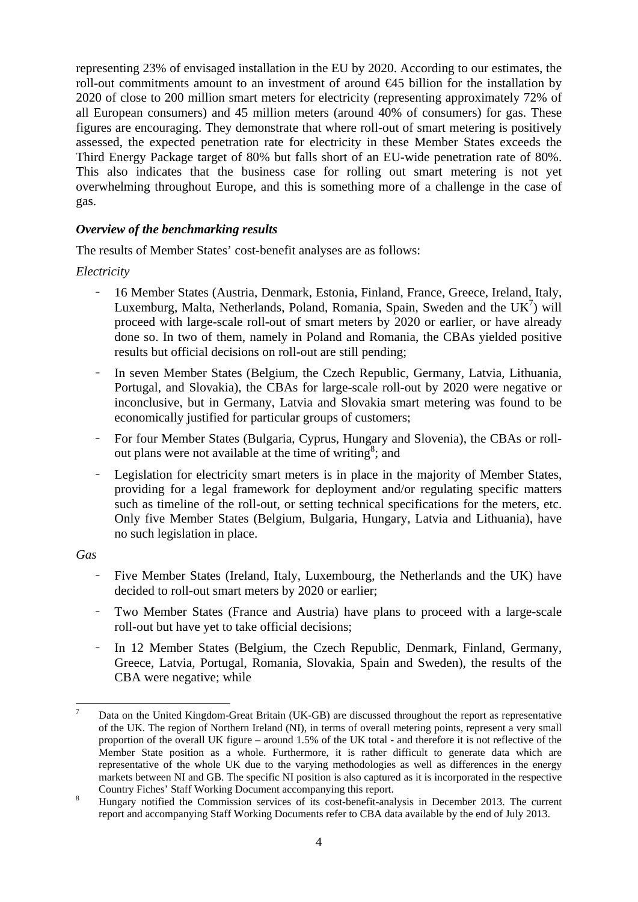representing 23% of envisaged installation in the EU by 2020. According to our estimates, the roll-out commitments amount to an investment of around €45 billion for the installation by 2020 of close to 200 million smart meters for electricity (representing approximately 72% of all European consumers) and 45 million meters (around 40% of consumers) for gas. These figures are encouraging. They demonstrate that where roll-out of smart metering is positively assessed, the expected penetration rate for electricity in these Member States exceeds the Third Energy Package target of 80% but falls short of an EU-wide penetration rate of 80%. This also indicates that the business case for rolling out smart metering is not yet overwhelming throughout Europe, and this is something more of a challenge in the case of gas.

### *Overview of the benchmarking results*

The results of Member States' cost-benefit analyses are as follows:

*Electricity*

- 16 Member States (Austria, Denmark, Estonia, Finland, France, Greece, Ireland, Italy, Luxemburg, Malta, Netherlands, Poland, Romania, Spain, Sweden and the UK[7]) will proceed with large-scale roll-out of smart meters by 2020 or earlier, or have already done so. In two of them, namely in Poland and Romania, the CBAs yielded positive results but official decisions on roll-out are still pending;
- In seven Member States (Belgium, the Czech Republic, Germany, Latvia, Lithuania, Portugal, and Slovakia), the CBAs for large-scale roll-out by 2020 were negative or inconclusive, but in Germany, Latvia and Slovakia smart metering was found to be economically justified for particular groups of customers;
- For four Member States (Bulgaria, Cyprus, Hungary and Slovenia), the CBAs or roll-out plans were not available at the time of writing[8]; and
- Legislation for electricity smart meters is in place in the majority of Member States, providing for a legal framework for deployment and/or regulating specific matters such as timeline of the roll-out, or setting technical specifications for the meters, etc. Only five Member States (Belgium, Bulgaria, Hungary, Latvia and Lithuania), have no such legislation in place.

*Gas*

- Five Member States (Ireland, Italy, Luxembourg, the Netherlands and the UK) have decided to roll-out smart meters by 2020 or earlier;
- Two Member States (France and Austria) have plans to proceed with a large-scale roll-out but have yet to take official decisions;
- In 12 Member States (Belgium, the Czech Republic, Denmark, Finland, Germany, Greece, Latvia, Portugal, Romania, Slovakia, Spain and Sweden), the results of the CBA were negative; while

---

[7] Data on the United Kingdom-Great Britain (UK-GB) are discussed throughout the report as representative of the UK. The region of Northern Ireland (NI), in terms of overall metering points, represent a very small proportion of the overall UK figure – around 1.5% of the UK total - and therefore it is not reflective of the Member State position as a whole. Furthermore, it is rather difficult to generate data which are representative of the whole UK due to the varying methodologies as well as differences in the energy markets between NI and GB. The specific NI position is also captured as it is incorporated in the respective Country Fiches' Staff Working Document accompanying this report.

[8] Hungary notified the Commission services of its cost-benefit-analysis in December 2013. The current report and accompanying Staff Working Documents refer to CBA data available by the end of July 2013.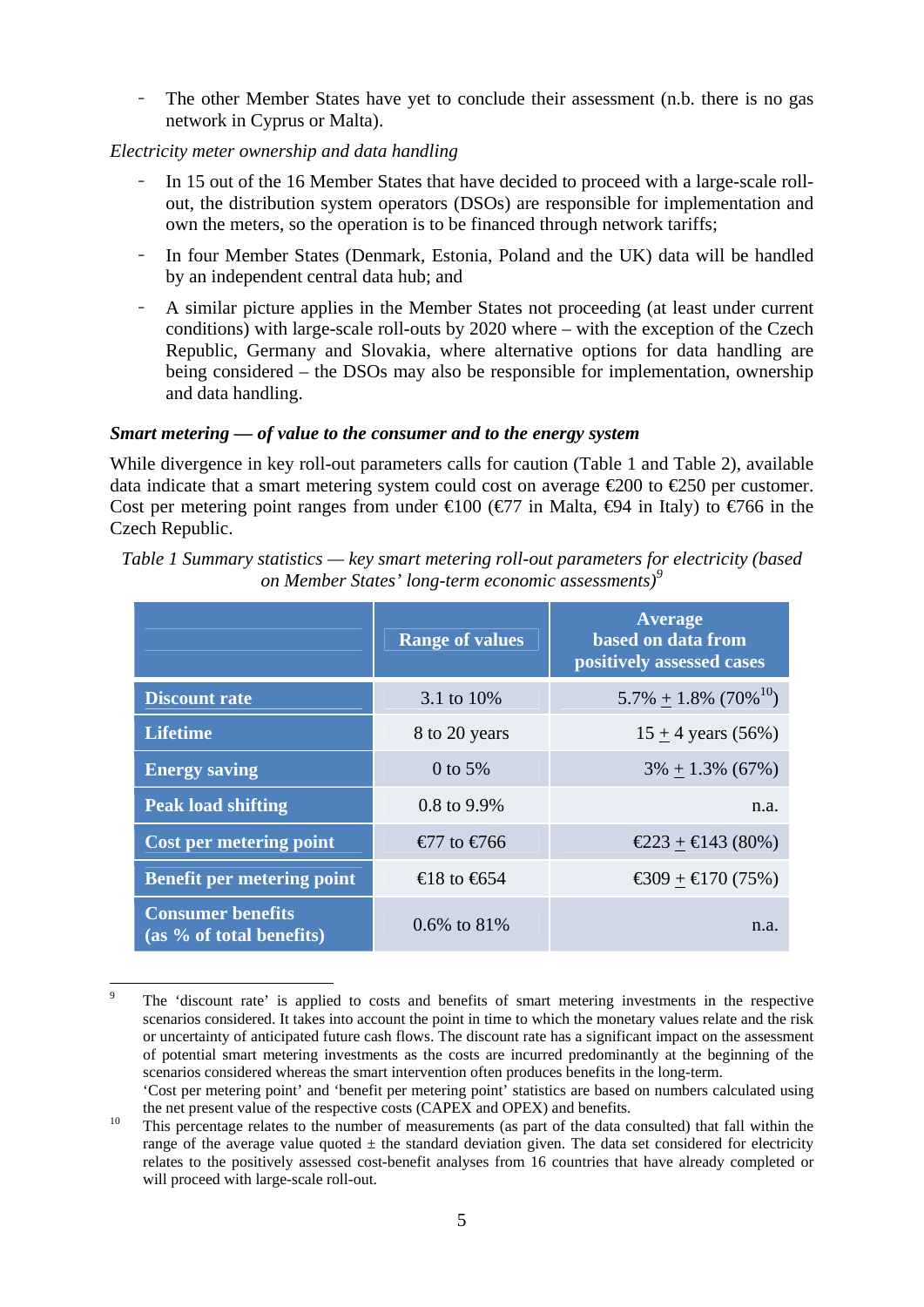- The other Member States have yet to conclude their assessment (n.b. there is no gas network in Cyprus or Malta).

*Electricity meter ownership and data handling*

- In 15 out of the 16 Member States that have decided to proceed with a large-scale roll-out, the distribution system operators (DSOs) are responsible for implementation and own the meters, so the operation is to be financed through network tariffs;
- In four Member States (Denmark, Estonia, Poland and the UK) data will be handled by an independent central data hub; and
- A similar picture applies in the Member States not proceeding (at least under current conditions) with large-scale roll-outs by 2020 where – with the exception of the Czech Republic, Germany and Slovakia, where alternative options for data handling are being considered – the DSOs may also be responsible for implementation, ownership and data handling.

***Smart metering — of value to the consumer and to the energy system***

While divergence in key roll-out parameters calls for caution (Table 1 and Table 2), available data indicate that a smart metering system could cost on average €200 to €250 per customer. Cost per metering point ranges from under €100 (€77 in Malta, €94 in Italy) to €766 in the Czech Republic.

*Table 1 Summary statistics — key smart metering roll-out parameters for electricity (based on Member States' long-term economic assessments)*[9]

| | Range of values | Average based on data from positively assessed cases |
|---|---|---|
| **Discount rate** | 3.1 to 10% | 5.7% ± 1.8% (70%[10]) |
| **Lifetime** | 8 to 20 years | 15 ± 4 years (56%) |
| **Energy saving** | 0 to 5% | 3% ± 1.3% (67%) |
| **Peak load shifting** | 0.8 to 9.9% | n.a. |
| **Cost per metering point** | €77 to €766 | €223 ± €143 (80%) |
| **Benefit per metering point** | €18 to €654 | €309 ± €170 (75%) |
| **Consumer benefits (as % of total benefits)** | 0.6% to 81% | n.a. |

[9] The 'discount rate' is applied to costs and benefits of smart metering investments in the respective scenarios considered. It takes into account the point in time to which the monetary values relate and the risk or uncertainty of anticipated future cash flows. The discount rate has a significant impact on the assessment of potential smart metering investments as the costs are incurred predominantly at the beginning of the scenarios considered whereas the smart intervention often produces benefits in the long-term.
'Cost per metering point' and 'benefit per metering point' statistics are based on numbers calculated using the net present value of the respective costs (CAPEX and OPEX) and benefits.

[10] This percentage relates to the number of measurements (as part of the data consulted) that fall within the range of the average value quoted ± the standard deviation given. The data set considered for electricity relates to the positively assessed cost-benefit analyses from 16 countries that have already completed or will proceed with large-scale roll-out.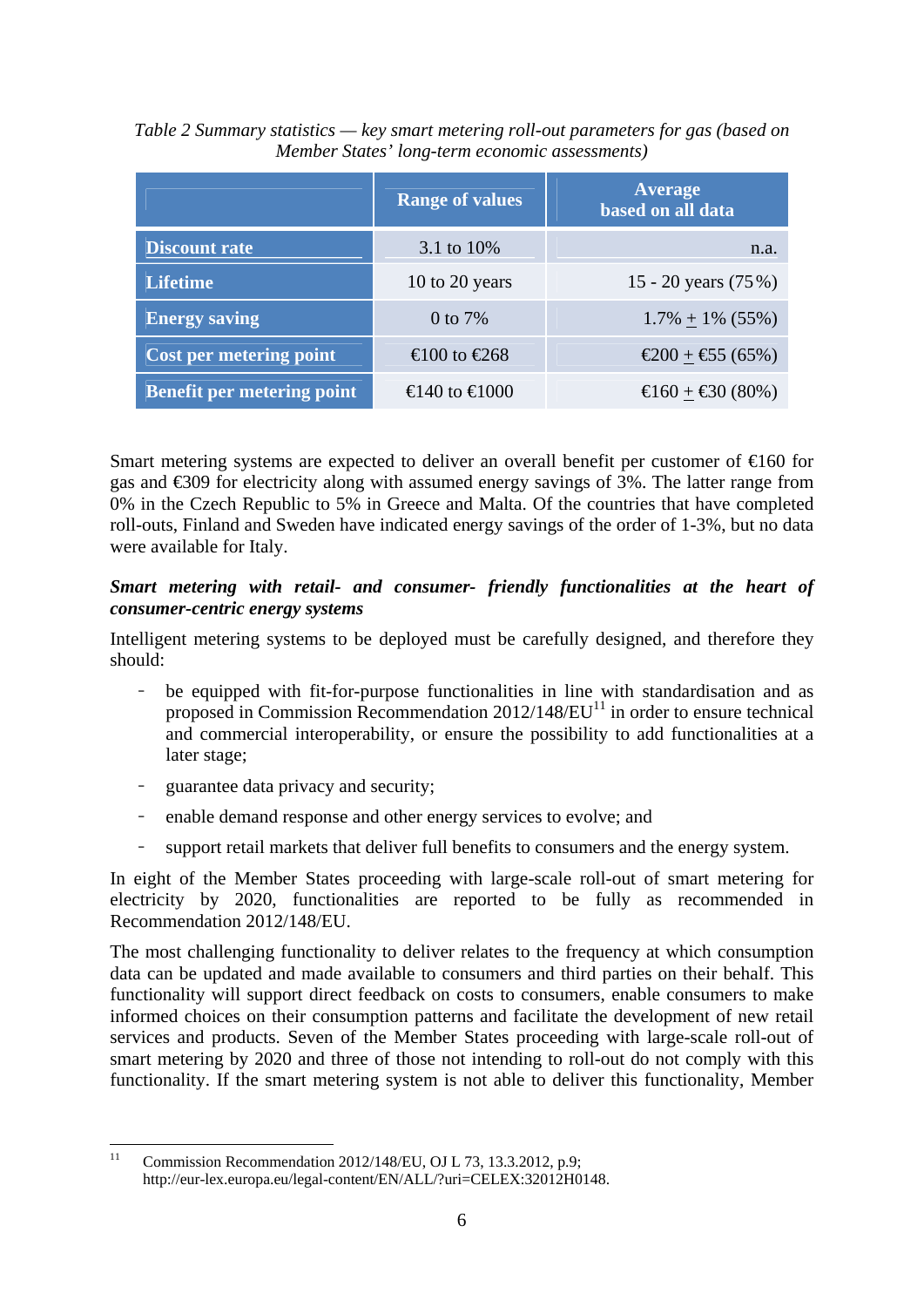*Table 2 Summary statistics — key smart metering roll-out parameters for gas (based on Member States' long-term economic assessments)*

| | Range of values | Average based on all data |
|---|---|---|
| **Discount rate** | 3.1 to 10% | n.a. |
| **Lifetime** | 10 to 20 years | 15 - 20 years (75%) |
| **Energy saving** | 0 to 7% | 1.7% ± 1% (55%) |
| **Cost per metering point** | €100 to €268 | €200 ± €55 (65%) |
| **Benefit per metering point** | €140 to €1000 | €160 ± €30 (80%) |

Smart metering systems are expected to deliver an overall benefit per customer of €160 for gas and €309 for electricity along with assumed energy savings of 3%. The latter range from 0% in the Czech Republic to 5% in Greece and Malta. Of the countries that have completed roll-outs, Finland and Sweden have indicated energy savings of the order of 1-3%, but no data were available for Italy.

***Smart metering with retail- and consumer- friendly functionalities at the heart of consumer-centric energy systems***

Intelligent metering systems to be deployed must be carefully designed, and therefore they should:

- be equipped with fit-for-purpose functionalities in line with standardisation and as proposed in Commission Recommendation 2012/148/EU[11] in order to ensure technical and commercial interoperability, or ensure the possibility to add functionalities at a later stage;
- guarantee data privacy and security;
- enable demand response and other energy services to evolve; and
- support retail markets that deliver full benefits to consumers and the energy system.

In eight of the Member States proceeding with large-scale roll-out of smart metering for electricity by 2020, functionalities are reported to be fully as recommended in Recommendation 2012/148/EU.

The most challenging functionality to deliver relates to the frequency at which consumption data can be updated and made available to consumers and third parties on their behalf. This functionality will support direct feedback on costs to consumers, enable consumers to make informed choices on their consumption patterns and facilitate the development of new retail services and products. Seven of the Member States proceeding with large-scale roll-out of smart metering by 2020 and three of those not intending to roll-out do not comply with this functionality. If the smart metering system is not able to deliver this functionality, Member

[11] Commission Recommendation 2012/148/EU, OJ L 73, 13.3.2012, p.9; http://eur-lex.europa.eu/legal-content/EN/ALL/?uri=CELEX:32012H0148.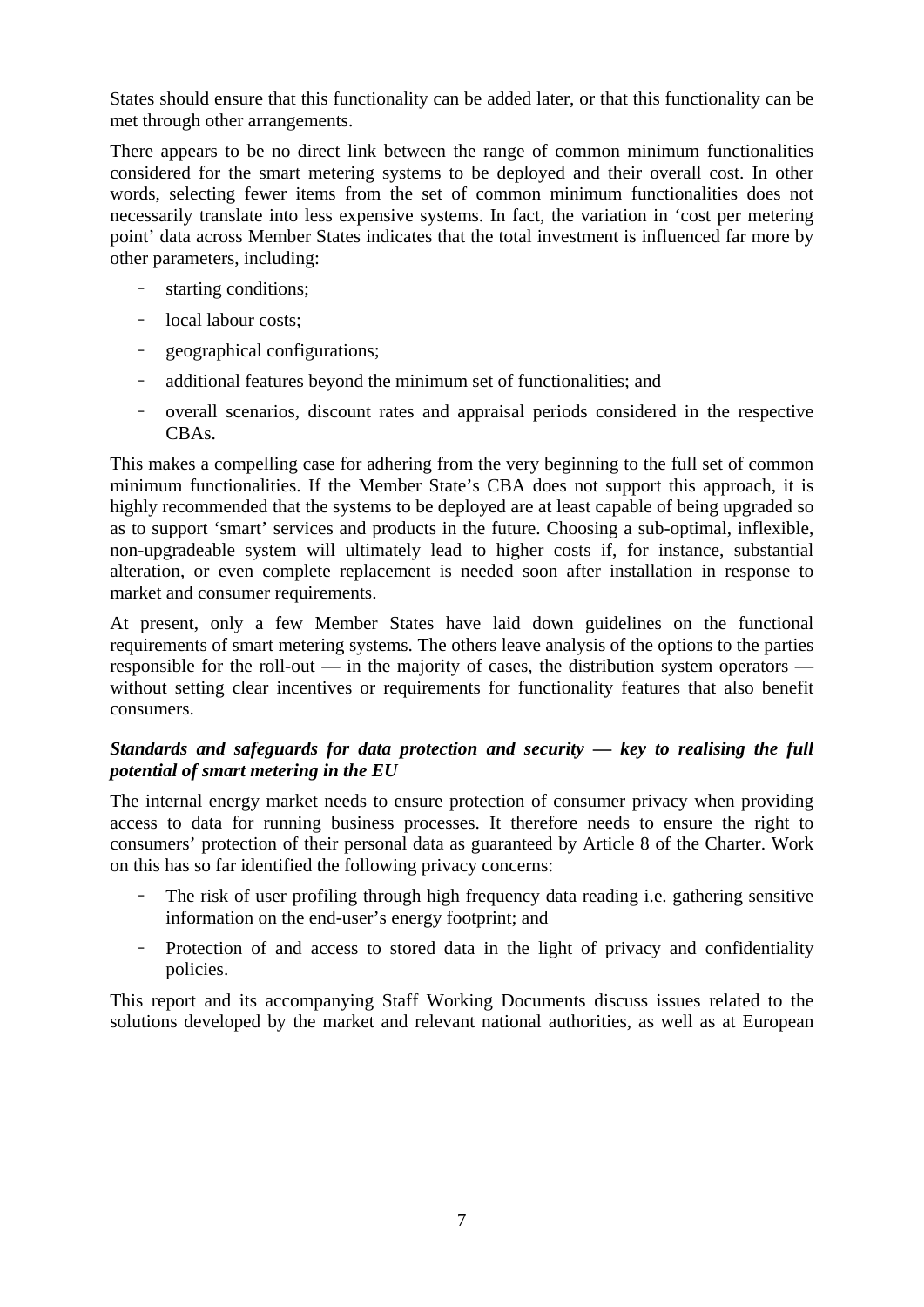States should ensure that this functionality can be added later, or that this functionality can be met through other arrangements.

There appears to be no direct link between the range of common minimum functionalities considered for the smart metering systems to be deployed and their overall cost. In other words, selecting fewer items from the set of common minimum functionalities does not necessarily translate into less expensive systems. In fact, the variation in 'cost per metering point' data across Member States indicates that the total investment is influenced far more by other parameters, including:

- starting conditions;
- local labour costs;
- geographical configurations;
- additional features beyond the minimum set of functionalities; and
- overall scenarios, discount rates and appraisal periods considered in the respective CBAs.

This makes a compelling case for adhering from the very beginning to the full set of common minimum functionalities. If the Member State's CBA does not support this approach, it is highly recommended that the systems to be deployed are at least capable of being upgraded so as to support 'smart' services and products in the future. Choosing a sub-optimal, inflexible, non-upgradeable system will ultimately lead to higher costs if, for instance, substantial alteration, or even complete replacement is needed soon after installation in response to market and consumer requirements.

At present, only a few Member States have laid down guidelines on the functional requirements of smart metering systems. The others leave analysis of the options to the parties responsible for the roll-out — in the majority of cases, the distribution system operators — without setting clear incentives or requirements for functionality features that also benefit consumers.

***Standards and safeguards for data protection and security — key to realising the full potential of smart metering in the EU***

The internal energy market needs to ensure protection of consumer privacy when providing access to data for running business processes. It therefore needs to ensure the right to consumers' protection of their personal data as guaranteed by Article 8 of the Charter. Work on this has so far identified the following privacy concerns:

- The risk of user profiling through high frequency data reading i.e. gathering sensitive information on the end-user's energy footprint; and
- Protection of and access to stored data in the light of privacy and confidentiality policies.

This report and its accompanying Staff Working Documents discuss issues related to the solutions developed by the market and relevant national authorities, as well as at European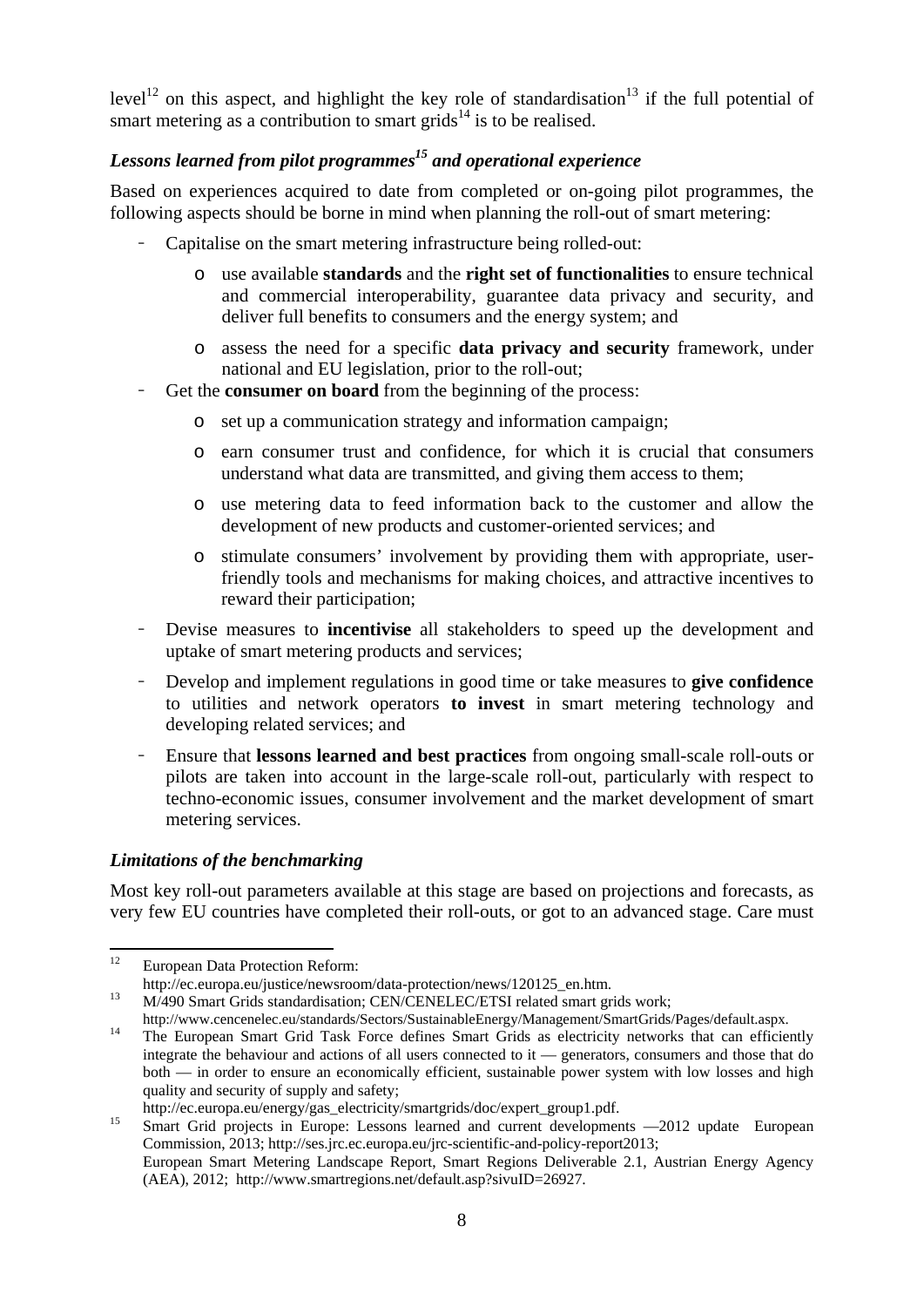level[12] on this aspect, and highlight the key role of standardisation[13] if the full potential of smart metering as a contribution to smart grids[14] is to be realised.

### *Lessons learned from pilot programmes[15] and operational experience*

Based on experiences acquired to date from completed or on-going pilot programmes, the following aspects should be borne in mind when planning the roll-out of smart metering:

- Capitalise on the smart metering infrastructure being rolled-out:
  - use available **standards** and the **right set of functionalities** to ensure technical and commercial interoperability, guarantee data privacy and security, and deliver full benefits to consumers and the energy system; and
  - assess the need for a specific **data privacy and security** framework, under national and EU legislation, prior to the roll-out;
- Get the **consumer on board** from the beginning of the process:
  - set up a communication strategy and information campaign;
  - earn consumer trust and confidence, for which it is crucial that consumers understand what data are transmitted, and giving them access to them;
  - use metering data to feed information back to the customer and allow the development of new products and customer-oriented services; and
  - stimulate consumers' involvement by providing them with appropriate, user-friendly tools and mechanisms for making choices, and attractive incentives to reward their participation;
- Devise measures to **incentivise** all stakeholders to speed up the development and uptake of smart metering products and services;
- Develop and implement regulations in good time or take measures to **give confidence** to utilities and network operators **to invest** in smart metering technology and developing related services; and
- Ensure that **lessons learned and best practices** from ongoing small-scale roll-outs or pilots are taken into account in the large-scale roll-out, particularly with respect to techno-economic issues, consumer involvement and the market development of smart metering services.

### *Limitations of the benchmarking*

Most key roll-out parameters available at this stage are based on projections and forecasts, as very few EU countries have completed their roll-outs, or got to an advanced stage. Care must

---

[12] European Data Protection Reform: http://ec.europa.eu/justice/newsroom/data-protection/news/120125_en.htm.

[13] M/490 Smart Grids standardisation; CEN/CENELEC/ETSI related smart grids work; http://www.cencenelec.eu/standards/Sectors/SustainableEnergy/Management/SmartGrids/Pages/default.aspx.

[14] The European Smart Grid Task Force defines Smart Grids as electricity networks that can efficiently integrate the behaviour and actions of all users connected to it — generators, consumers and those that do both — in order to ensure an economically efficient, sustainable power system with low losses and high quality and security of supply and safety; http://ec.europa.eu/energy/gas_electricity/smartgrids/doc/expert_group1.pdf.

[15] Smart Grid projects in Europe: Lessons learned and current developments —2012 update European Commission, 2013; http://ses.jrc.ec.europa.eu/jrc-scientific-and-policy-report2013; European Smart Metering Landscape Report, Smart Regions Deliverable 2.1, Austrian Energy Agency (AEA), 2012; http://www.smartregions.net/default.asp?sivuID=26927.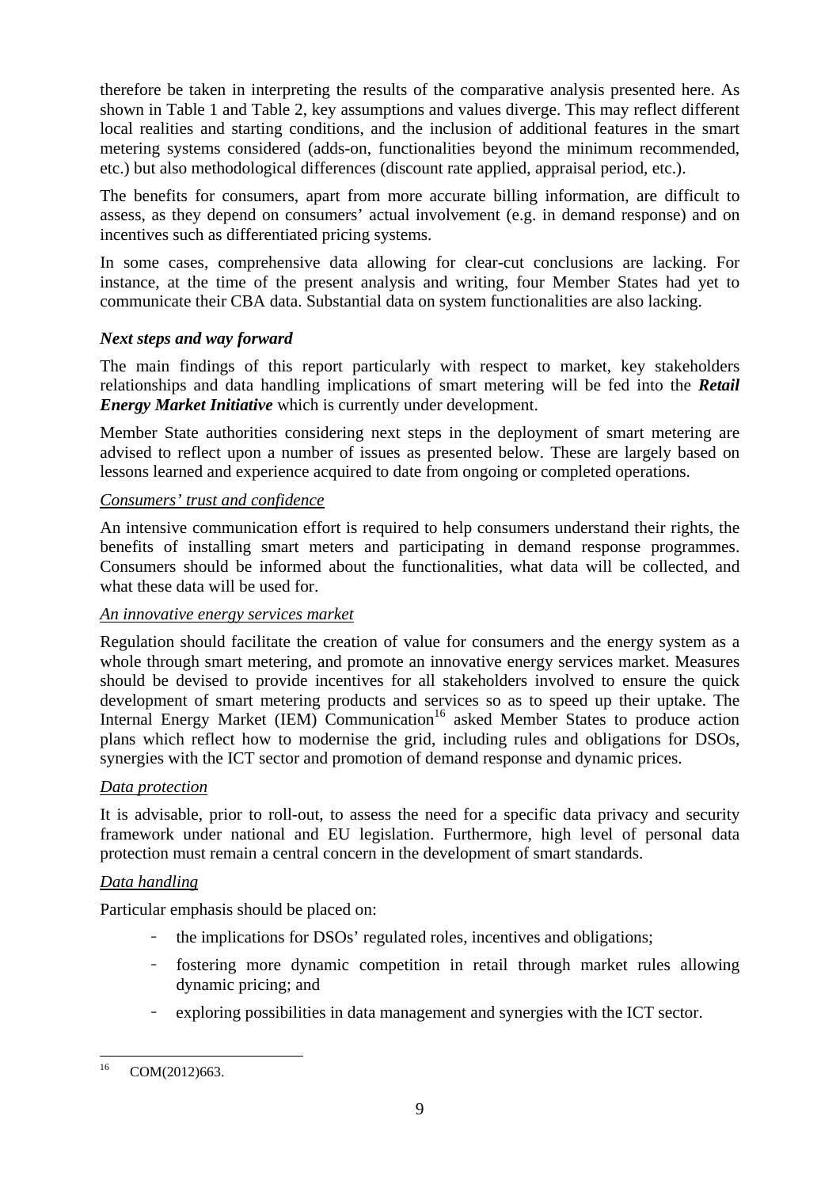therefore be taken in interpreting the results of the comparative analysis presented here. As shown in Table 1 and Table 2, key assumptions and values diverge. This may reflect different local realities and starting conditions, and the inclusion of additional features in the smart metering systems considered (adds-on, functionalities beyond the minimum recommended, etc.) but also methodological differences (discount rate applied, appraisal period, etc.).

The benefits for consumers, apart from more accurate billing information, are difficult to assess, as they depend on consumers' actual involvement (e.g. in demand response) and on incentives such as differentiated pricing systems.

In some cases, comprehensive data allowing for clear-cut conclusions are lacking. For instance, at the time of the present analysis and writing, four Member States had yet to communicate their CBA data. Substantial data on system functionalities are also lacking.

***Next steps and way forward***

The main findings of this report particularly with respect to market, key stakeholders relationships and data handling implications of smart metering will be fed into the ***Retail Energy Market Initiative*** which is currently under development.

Member State authorities considering next steps in the deployment of smart metering are advised to reflect upon a number of issues as presented below. These are largely based on lessons learned and experience acquired to date from ongoing or completed operations.

*Consumers' trust and confidence*

An intensive communication effort is required to help consumers understand their rights, the benefits of installing smart meters and participating in demand response programmes. Consumers should be informed about the functionalities, what data will be collected, and what these data will be used for.

*An innovative energy services market*

Regulation should facilitate the creation of value for consumers and the energy system as a whole through smart metering, and promote an innovative energy services market. Measures should be devised to provide incentives for all stakeholders involved to ensure the quick development of smart metering products and services so as to speed up their uptake. The Internal Energy Market (IEM) Communication[16] asked Member States to produce action plans which reflect how to modernise the grid, including rules and obligations for DSOs, synergies with the ICT sector and promotion of demand response and dynamic prices.

*Data protection*

It is advisable, prior to roll-out, to assess the need for a specific data privacy and security framework under national and EU legislation. Furthermore, high level of personal data protection must remain a central concern in the development of smart standards.

*Data handling*

Particular emphasis should be placed on:

- the implications for DSOs' regulated roles, incentives and obligations;
- fostering more dynamic competition in retail through market rules allowing dynamic pricing; and
- exploring possibilities in data management and synergies with the ICT sector.

[16] COM(2012)663.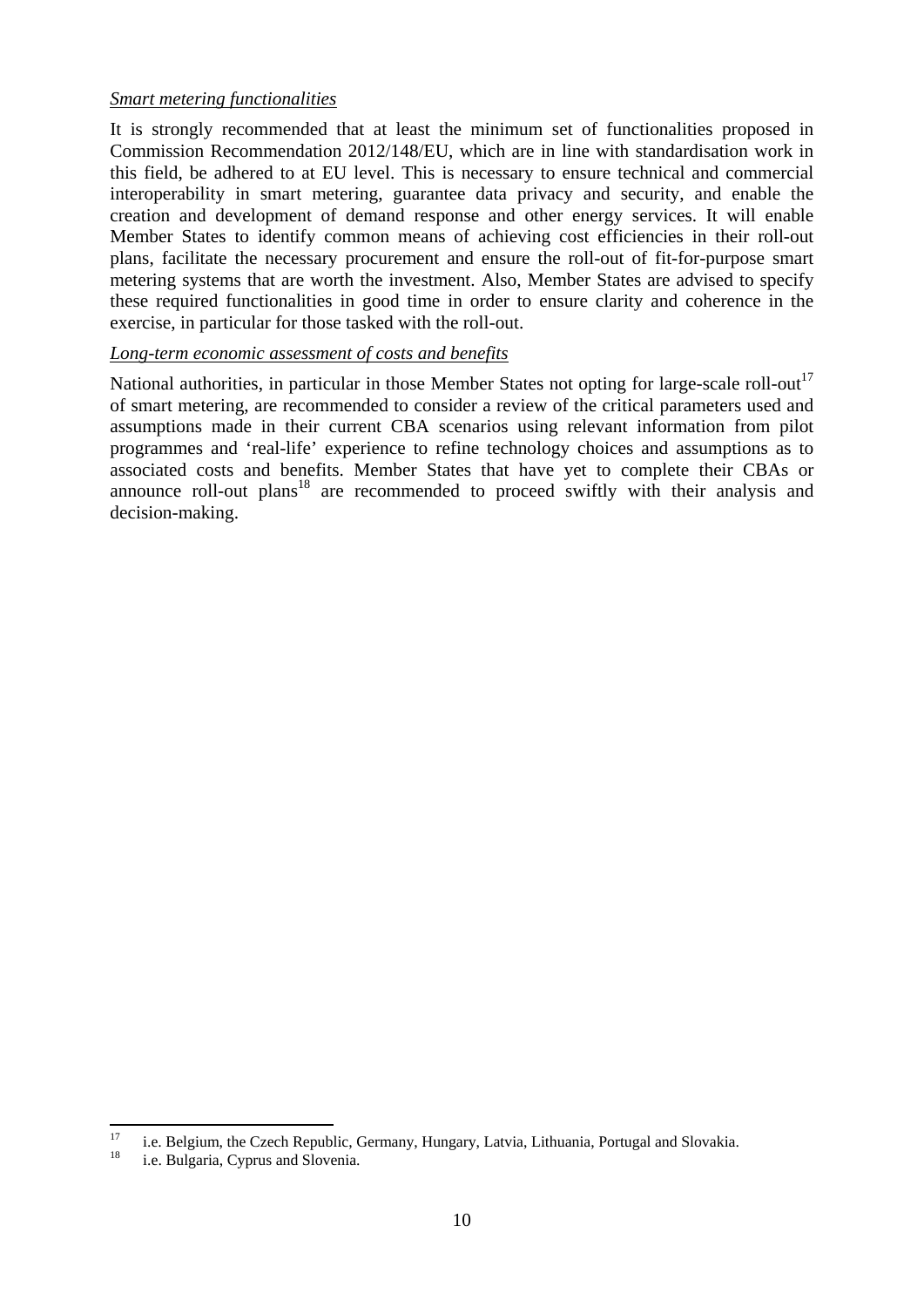*Smart metering functionalities*

It is strongly recommended that at least the minimum set of functionalities proposed in Commission Recommendation 2012/148/EU, which are in line with standardisation work in this field, be adhered to at EU level. This is necessary to ensure technical and commercial interoperability in smart metering, guarantee data privacy and security, and enable the creation and development of demand response and other energy services. It will enable Member States to identify common means of achieving cost efficiencies in their roll-out plans, facilitate the necessary procurement and ensure the roll-out of fit-for-purpose smart metering systems that are worth the investment. Also, Member States are advised to specify these required functionalities in good time in order to ensure clarity and coherence in the exercise, in particular for those tasked with the roll-out.

*Long-term economic assessment of costs and benefits*

National authorities, in particular in those Member States not opting for large-scale roll-out[17] of smart metering, are recommended to consider a review of the critical parameters used and assumptions made in their current CBA scenarios using relevant information from pilot programmes and 'real-life' experience to refine technology choices and assumptions as to associated costs and benefits. Member States that have yet to complete their CBAs or announce roll-out plans[18] are recommended to proceed swiftly with their analysis and decision-making.

---

[17] i.e. Belgium, the Czech Republic, Germany, Hungary, Latvia, Lithuania, Portugal and Slovakia.

[18] i.e. Bulgaria, Cyprus and Slovenia.